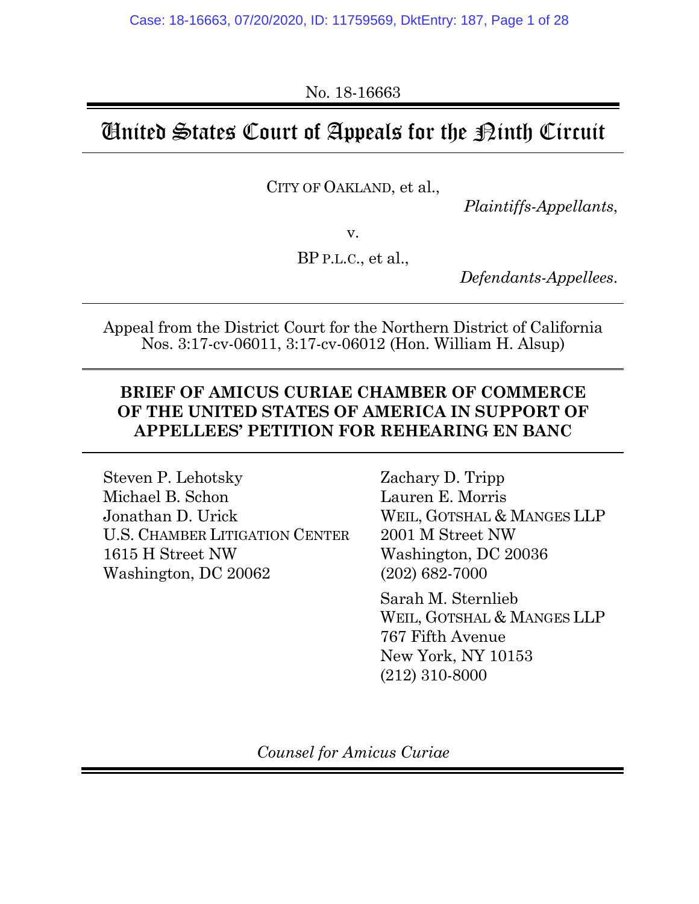No. 18-16663

# United States Court of Appeals for the Ninth Circuit

CITY OF OAKLAND, et al.,

*Plaintiffs-Appellants*,

v.

BP P.L.C., et al.,

*Defendants-Appellees*.

Appeal from the District Court for the Northern District of California
Nos. 3:17-cv-06011, 3:17-cv-06012 (Hon. William H. Alsup)

**BRIEF OF AMICUS CURIAE CHAMBER OF COMMERCE OF THE UNITED STATES OF AMERICA IN SUPPORT OF APPELLEES' PETITION FOR REHEARING EN BANC**

Steven P. Lehotsky
Michael B. Schon
Jonathan D. Urick
U.S. CHAMBER LITIGATION CENTER
1615 H Street NW
Washington, DC 20062

Zachary D. Tripp
Lauren E. Morris
WEIL, GOTSHAL & MANGES LLP
2001 M Street NW
Washington, DC 20036
(202) 682-7000

Sarah M. Sternlieb
WEIL, GOTSHAL & MANGES LLP
767 Fifth Avenue
New York, NY 10153
(212) 310-8000

*Counsel for Amicus Curiae*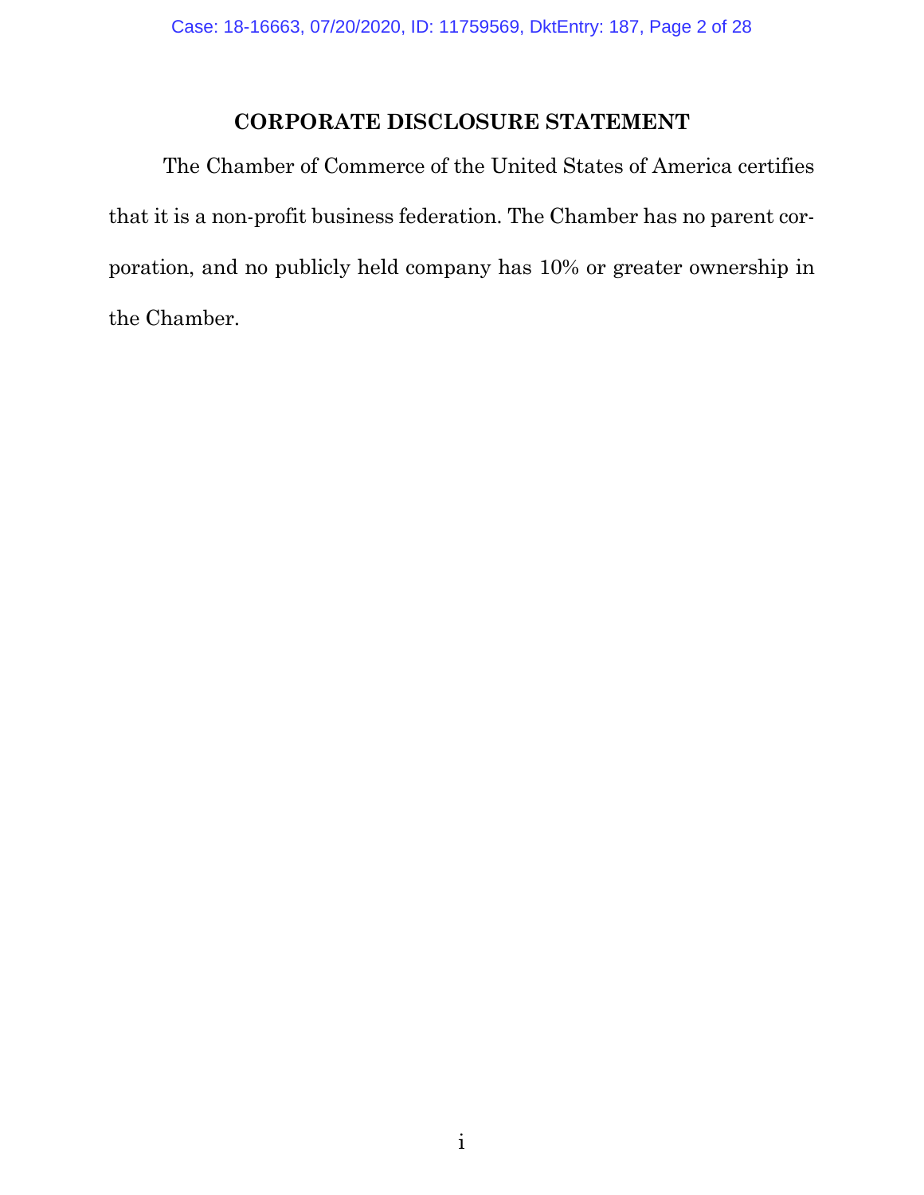## CORPORATE DISCLOSURE STATEMENT

The Chamber of Commerce of the United States of America certifies that it is a non-profit business federation. The Chamber has no parent corporation, and no publicly held company has 10% or greater ownership in the Chamber.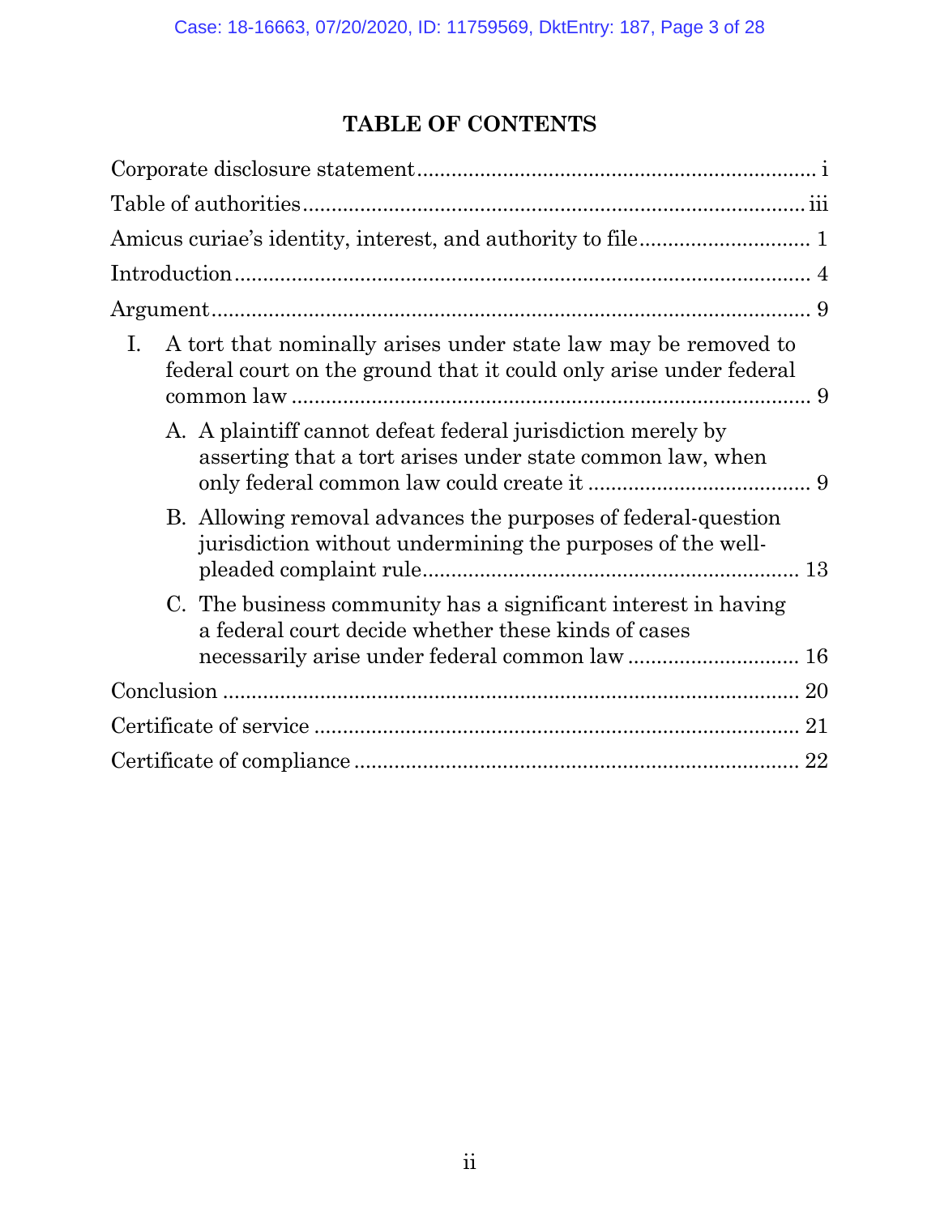## TABLE OF CONTENTS

Corporate disclosure statement ..................................................................... i

Table of authorities ...................................................................................... iii

Amicus curiae's identity, interest, and authority to file ............................. 1

Introduction .................................................................................................. 4

Argument ...................................................................................................... 9

- I. A tort that nominally arises under state law may be removed to federal court on the ground that it could only arise under federal common law ........................................................................ 9
  - A. A plaintiff cannot defeat federal jurisdiction merely by asserting that a tort arises under state common law, when only federal common law could create it ...................................... 9
  - B. Allowing removal advances the purposes of federal-question jurisdiction without undermining the purposes of the well-pleaded complaint rule .................................................................. 13
  - C. The business community has a significant interest in having a federal court decide whether these kinds of cases necessarily arise under federal common law .............................. 16

Conclusion .................................................................................................. 20

Certificate of service .................................................................................. 21

Certificate of compliance ............................................................................ 22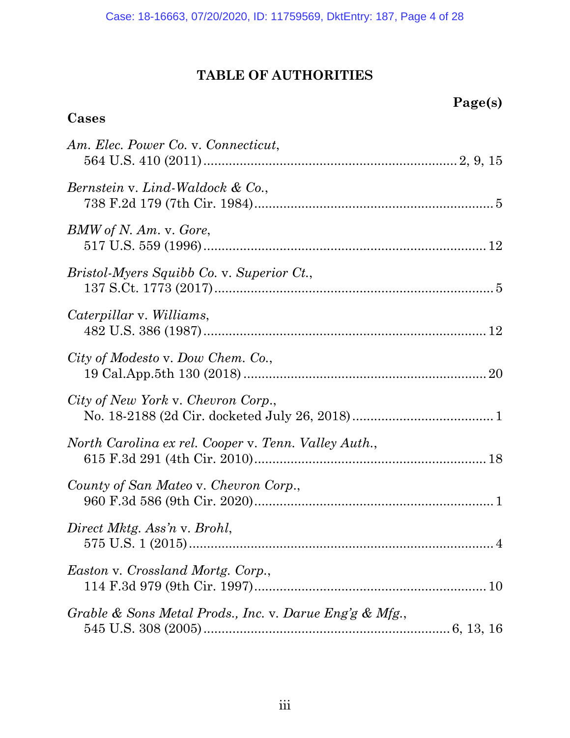## TABLE OF AUTHORITIES

**Page(s)**

### Cases

*Am. Elec. Power Co.* v. *Connecticut*,
564 U.S. 410 (2011) .................................................................... 2, 9, 15

*Bernstein* v. *Lind-Waldock & Co.*,
738 F.2d 179 (7th Cir. 1984) ................................................................. 5

*BMW of N. Am.* v. *Gore*,
517 U.S. 559 (1996) ............................................................................. 12

*Bristol-Myers Squibb Co.* v. *Superior Ct.*,
137 S.Ct. 1773 (2017) ............................................................................. 5

*Caterpillar* v. *Williams*,
482 U.S. 386 (1987) ............................................................................. 12

*City of Modesto* v. *Dow Chem. Co.*,
19 Cal.App.5th 130 (2018) .................................................................. 20

*City of New York* v. *Chevron Corp.*,
No. 18-2188 (2d Cir. docketed July 26, 2018) ....................................... 1

*North Carolina ex rel. Cooper* v. *Tenn. Valley Auth.*,
615 F.3d 291 (4th Cir. 2010) ............................................................... 18

*County of San Mateo* v. *Chevron Corp.*,
960 F.3d 586 (9th Cir. 2020) ................................................................. 1

*Direct Mktg. Ass'n* v. *Brohl*,
575 U.S. 1 (2015) ................................................................................... 4

*Easton* v. *Crossland Mortg. Corp.*,
114 F.3d 979 (9th Cir. 1997) ............................................................... 10

*Grable & Sons Metal Prods., Inc.* v. *Darue Eng'g & Mfg.*,
545 U.S. 308 (2005) ................................................................... 6, 13, 16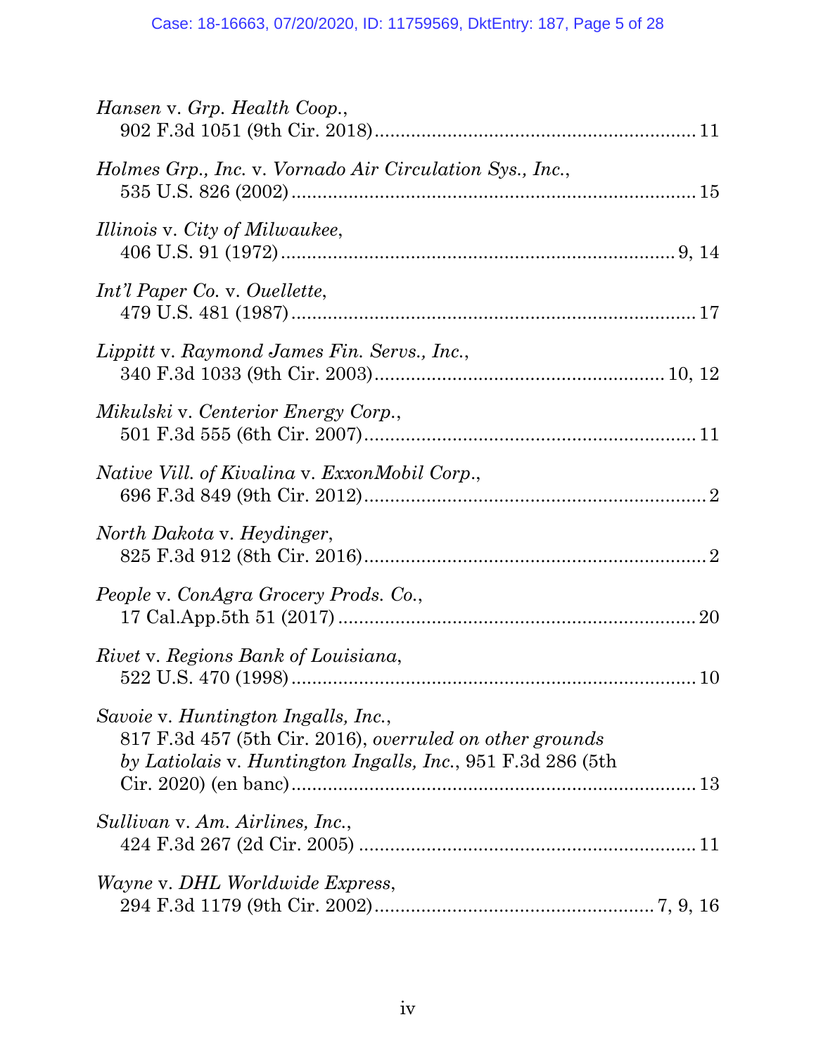*Hansen* v. *Grp. Health Coop.*,
902 F.3d 1051 (9th Cir. 2018)........................................................... 11

*Holmes Grp., Inc.* v. *Vornado Air Circulation Sys., Inc.*,
535 U.S. 826 (2002)........................................................................... 15

*Illinois* v. *City of Milwaukee*,
406 U.S. 91 (1972).......................................................................... 9, 14

*Int'l Paper Co.* v. *Ouellette*,
479 U.S. 481 (1987)........................................................................... 17

*Lippitt* v. *Raymond James Fin. Servs., Inc.*,
340 F.3d 1033 (9th Cir. 2003)..................................................... 10, 12

*Mikulski* v. *Centerior Energy Corp.*,
501 F.3d 555 (6th Cir. 2007)............................................................. 11

*Native Vill. of Kivalina* v. *ExxonMobil Corp.*,
696 F.3d 849 (9th Cir. 2012)............................................................... 2

*North Dakota* v. *Heydinger*,
825 F.3d 912 (8th Cir. 2016)............................................................... 2

*People* v. *ConAgra Grocery Prods. Co.*,
17 Cal.App.5th 51 (2017).................................................................. 20

*Rivet* v. *Regions Bank of Louisiana*,
522 U.S. 470 (1998)........................................................................... 10

*Savoie* v. *Huntington Ingalls, Inc.*,
817 F.3d 457 (5th Cir. 2016), *overruled on other grounds by Latiolais* v. *Huntington Ingalls, Inc.*, 951 F.3d 286 (5th Cir. 2020) (en banc)........................................................................... 13

*Sullivan* v. *Am. Airlines, Inc.*,
424 F.3d 267 (2d Cir. 2005)............................................................... 11

*Wayne* v. *DHL Worldwide Express*,
294 F.3d 1179 (9th Cir. 2002)................................................... 7, 9, 16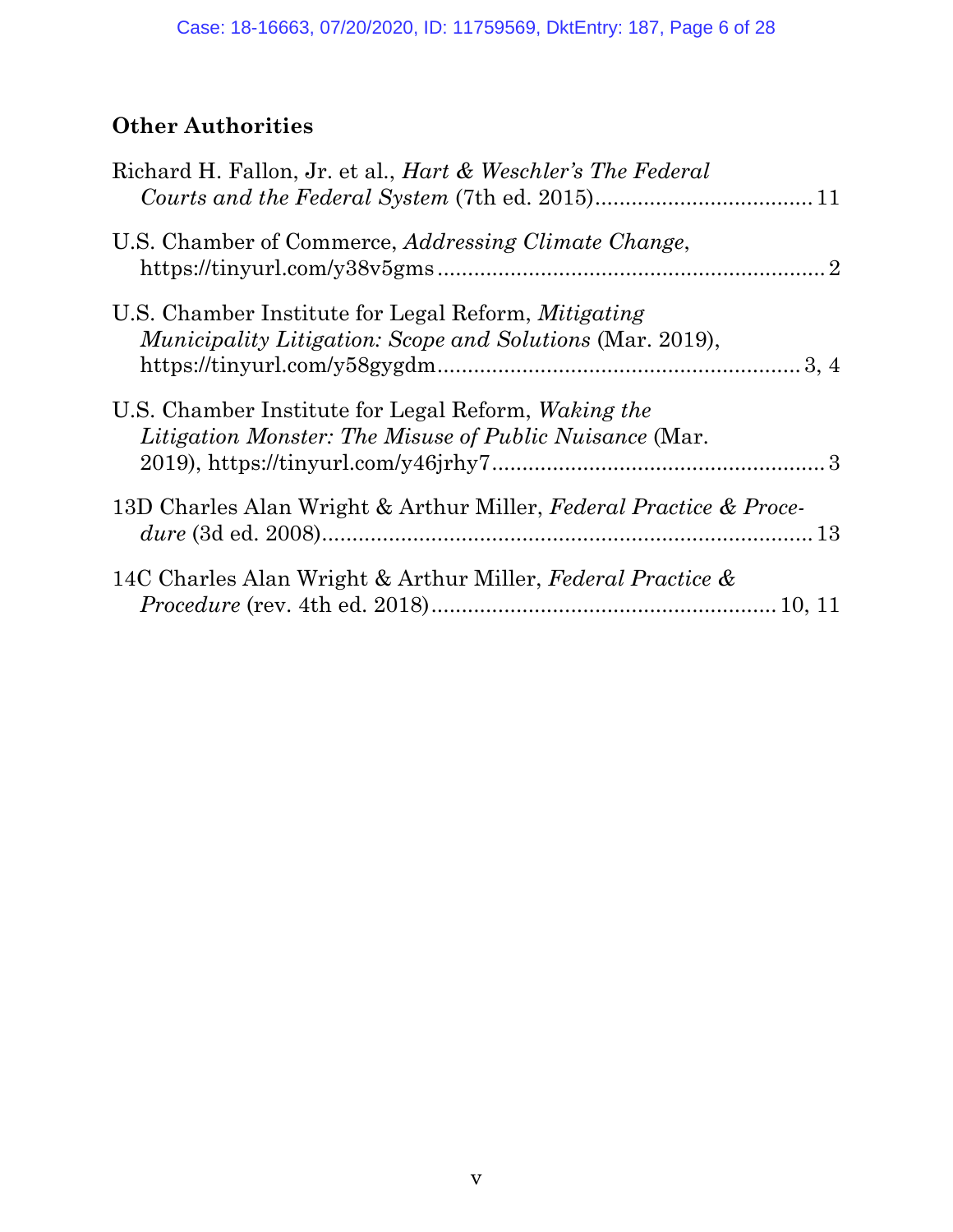## Other Authorities

Richard H. Fallon, Jr. et al., *Hart & Weschler's The Federal Courts and the Federal System* (7th ed. 2015).................................... 11

U.S. Chamber of Commerce, *Addressing Climate Change*, https://tinyurl.com/y38v5gms................................................................ 2

U.S. Chamber Institute for Legal Reform, *Mitigating Municipality Litigation: Scope and Solutions* (Mar. 2019), https://tinyurl.com/y58gygdm........................................................... 3, 4

U.S. Chamber Institute for Legal Reform, *Waking the Litigation Monster: The Misuse of Public Nuisance* (Mar. 2019), https://tinyurl.com/y46jrhy7....................................................... 3

13D Charles Alan Wright & Arthur Miller, *Federal Practice & Procedure* (3d ed. 2008)................................................................................. 13

14C Charles Alan Wright & Arthur Miller, *Federal Practice & Procedure* (rev. 4th ed. 2018)........................................................ 10, 11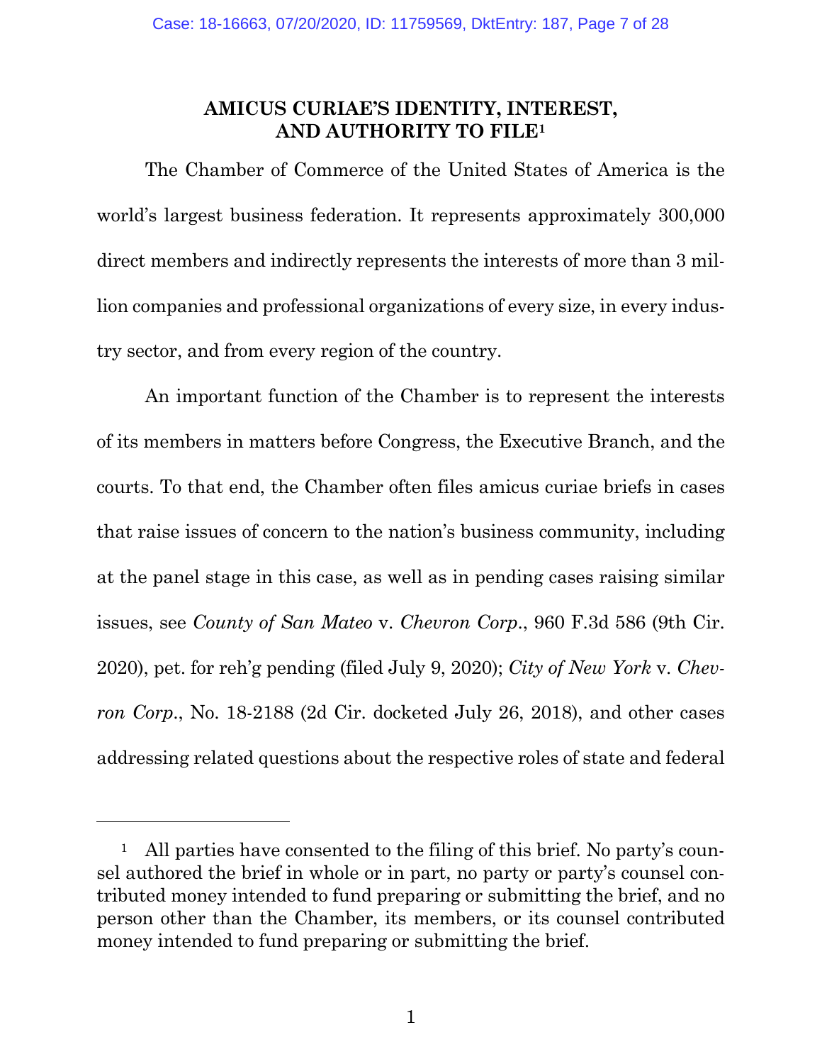## AMICUS CURIAE'S IDENTITY, INTEREST, AND AUTHORITY TO FILE[1]

The Chamber of Commerce of the United States of America is the world's largest business federation. It represents approximately 300,000 direct members and indirectly represents the interests of more than 3 million companies and professional organizations of every size, in every industry sector, and from every region of the country.

An important function of the Chamber is to represent the interests of its members in matters before Congress, the Executive Branch, and the courts. To that end, the Chamber often files amicus curiae briefs in cases that raise issues of concern to the nation's business community, including at the panel stage in this case, as well as in pending cases raising similar issues, see *County of San Mateo* v. *Chevron Corp.*, 960 F.3d 586 (9th Cir. 2020), pet. for reh'g pending (filed July 9, 2020); *City of New York* v. *Chevron Corp.*, No. 18-2188 (2d Cir. docketed July 26, 2018), and other cases addressing related questions about the respective roles of state and federal

[1] All parties have consented to the filing of this brief. No party's counsel authored the brief in whole or in part, no party or party's counsel contributed money intended to fund preparing or submitting the brief, and no person other than the Chamber, its members, or its counsel contributed money intended to fund preparing or submitting the brief.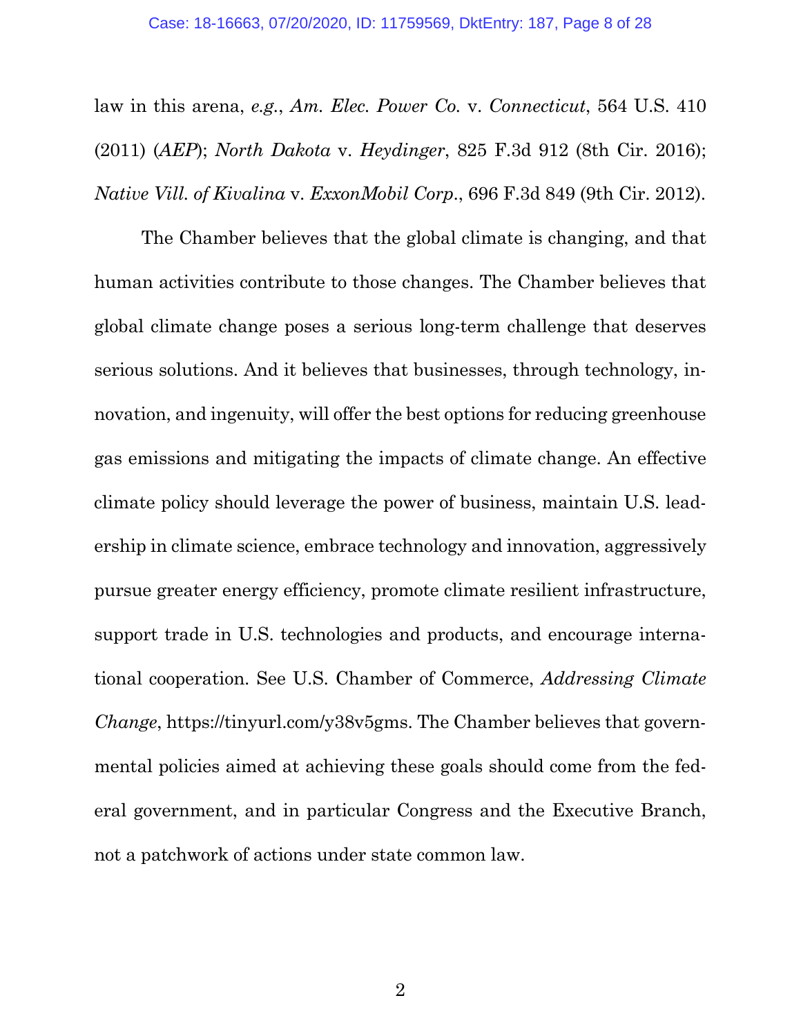law in this arena, *e.g.*, *Am. Elec. Power Co.* v. *Connecticut*, 564 U.S. 410 (2011) (*AEP*); *North Dakota* v. *Heydinger*, 825 F.3d 912 (8th Cir. 2016); *Native Vill. of Kivalina* v. *ExxonMobil Corp*., 696 F.3d 849 (9th Cir. 2012).

The Chamber believes that the global climate is changing, and that human activities contribute to those changes. The Chamber believes that global climate change poses a serious long-term challenge that deserves serious solutions. And it believes that businesses, through technology, innovation, and ingenuity, will offer the best options for reducing greenhouse gas emissions and mitigating the impacts of climate change. An effective climate policy should leverage the power of business, maintain U.S. leadership in climate science, embrace technology and innovation, aggressively pursue greater energy efficiency, promote climate resilient infrastructure, support trade in U.S. technologies and products, and encourage international cooperation. See U.S. Chamber of Commerce, *Addressing Climate Change*, https://tinyurl.com/y38v5gms. The Chamber believes that governmental policies aimed at achieving these goals should come from the federal government, and in particular Congress and the Executive Branch, not a patchwork of actions under state common law.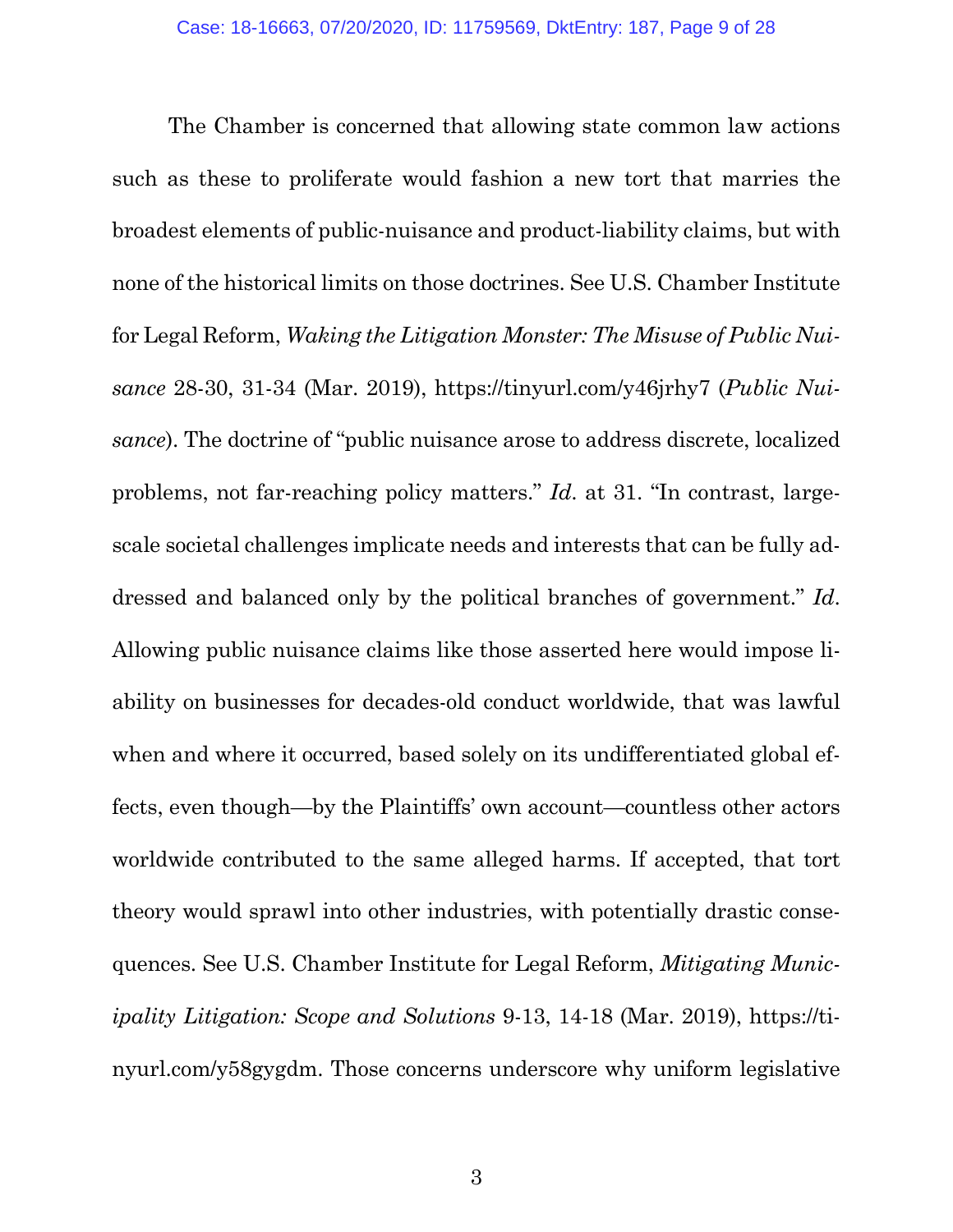The Chamber is concerned that allowing state common law actions such as these to proliferate would fashion a new tort that marries the broadest elements of public-nuisance and product-liability claims, but with none of the historical limits on those doctrines. See U.S. Chamber Institute for Legal Reform, *Waking the Litigation Monster: The Misuse of Public Nuisance* 28-30, 31-34 (Mar. 2019), https://tinyurl.com/y46jrhy7 (*Public Nuisance*). The doctrine of "public nuisance arose to address discrete, localized problems, not far-reaching policy matters." *Id.* at 31. "In contrast, large-scale societal challenges implicate needs and interests that can be fully addressed and balanced only by the political branches of government." *Id.* Allowing public nuisance claims like those asserted here would impose liability on businesses for decades-old conduct worldwide, that was lawful when and where it occurred, based solely on its undifferentiated global effects, even though—by the Plaintiffs' own account—countless other actors worldwide contributed to the same alleged harms. If accepted, that tort theory would sprawl into other industries, with potentially drastic consequences. See U.S. Chamber Institute for Legal Reform, *Mitigating Municipality Litigation: Scope and Solutions* 9-13, 14-18 (Mar. 2019), https://tinyurl.com/y58gygdm. Those concerns underscore why uniform legislative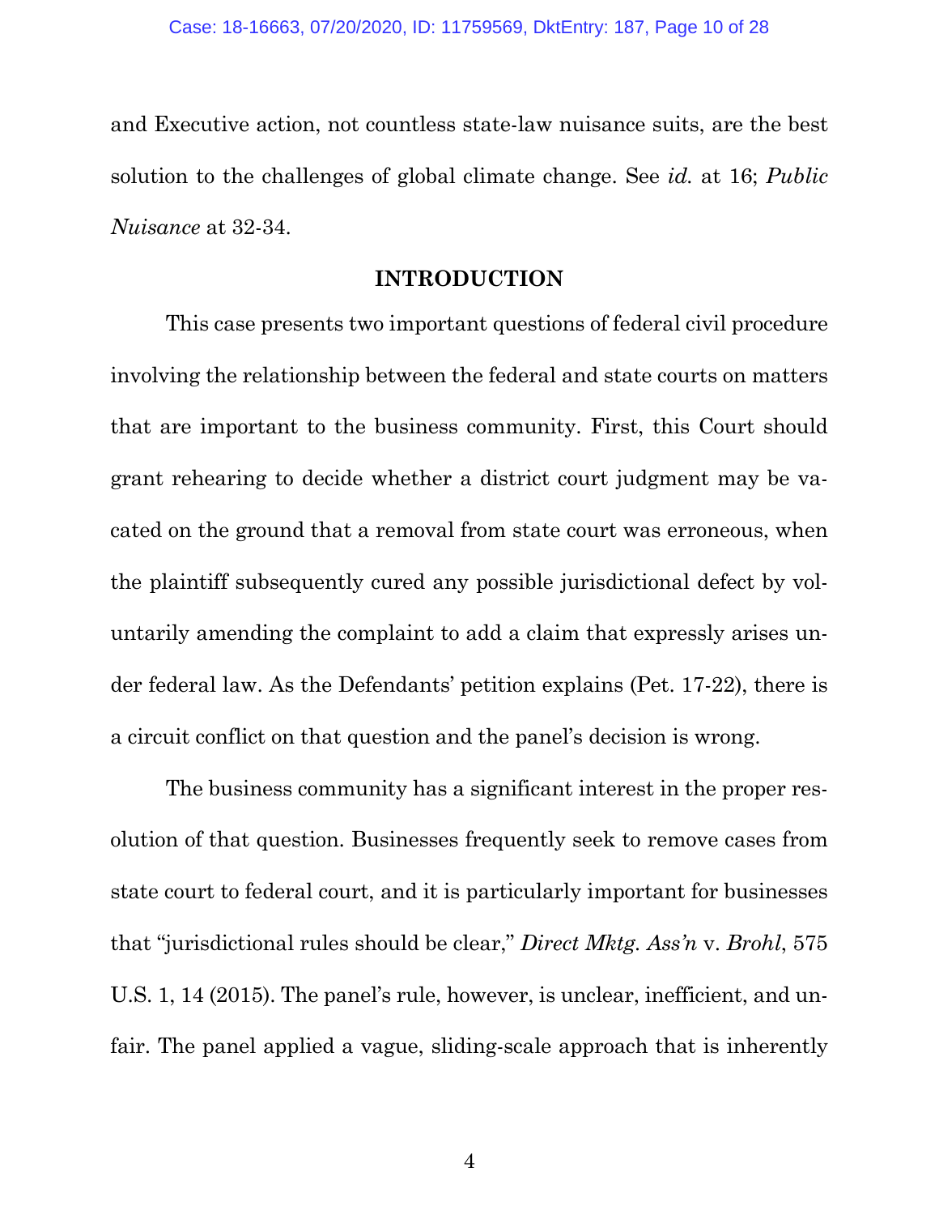and Executive action, not countless state-law nuisance suits, are the best solution to the challenges of global climate change. See *id.* at 16; *Public Nuisance* at 32-34.

## INTRODUCTION

This case presents two important questions of federal civil procedure involving the relationship between the federal and state courts on matters that are important to the business community. First, this Court should grant rehearing to decide whether a district court judgment may be vacated on the ground that a removal from state court was erroneous, when the plaintiff subsequently cured any possible jurisdictional defect by voluntarily amending the complaint to add a claim that expressly arises under federal law. As the Defendants' petition explains (Pet. 17-22), there is a circuit conflict on that question and the panel's decision is wrong.

The business community has a significant interest in the proper resolution of that question. Businesses frequently seek to remove cases from state court to federal court, and it is particularly important for businesses that "jurisdictional rules should be clear," *Direct Mktg. Ass'n* v. *Brohl*, 575 U.S. 1, 14 (2015). The panel's rule, however, is unclear, inefficient, and unfair. The panel applied a vague, sliding-scale approach that is inherently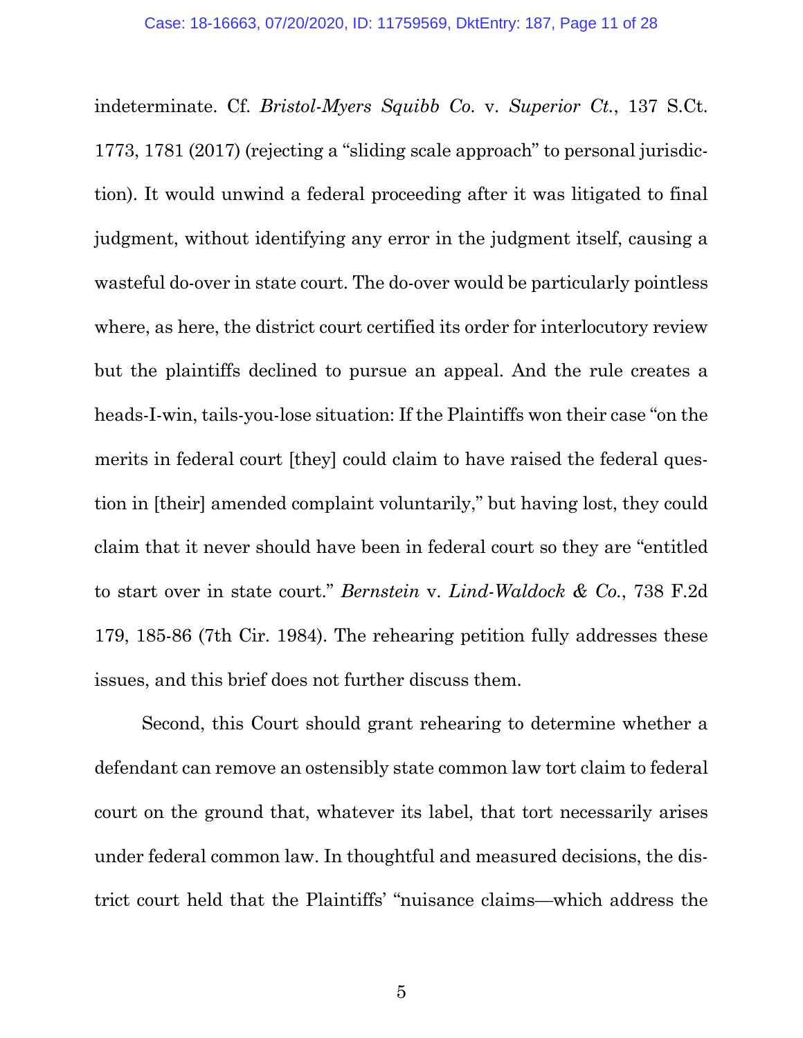indeterminate. Cf. *Bristol-Myers Squibb Co.* v. *Superior Ct.*, 137 S.Ct. 1773, 1781 (2017) (rejecting a "sliding scale approach" to personal jurisdiction). It would unwind a federal proceeding after it was litigated to final judgment, without identifying any error in the judgment itself, causing a wasteful do-over in state court. The do-over would be particularly pointless where, as here, the district court certified its order for interlocutory review but the plaintiffs declined to pursue an appeal. And the rule creates a heads-I-win, tails-you-lose situation: If the Plaintiffs won their case "on the merits in federal court [they] could claim to have raised the federal question in [their] amended complaint voluntarily," but having lost, they could claim that it never should have been in federal court so they are "entitled to start over in state court." *Bernstein* v. *Lind-Waldock & Co.*, 738 F.2d 179, 185-86 (7th Cir. 1984). The rehearing petition fully addresses these issues, and this brief does not further discuss them.

Second, this Court should grant rehearing to determine whether a defendant can remove an ostensibly state common law tort claim to federal court on the ground that, whatever its label, that tort necessarily arises under federal common law. In thoughtful and measured decisions, the district court held that the Plaintiffs' "nuisance claims—which address the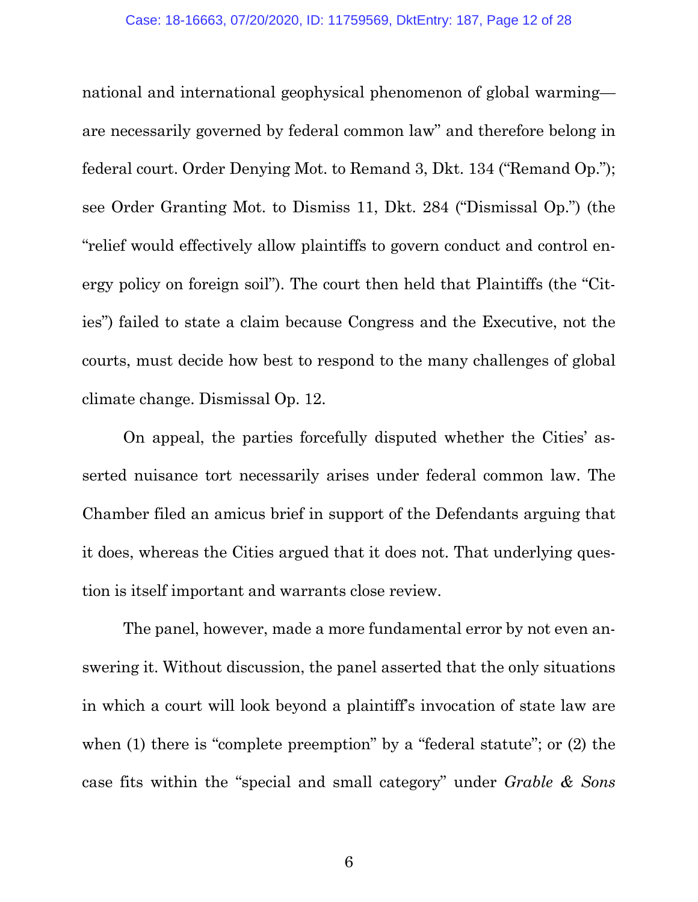national and international geophysical phenomenon of global warming—are necessarily governed by federal common law" and therefore belong in federal court. Order Denying Mot. to Remand 3, Dkt. 134 ("Remand Op."); see Order Granting Mot. to Dismiss 11, Dkt. 284 ("Dismissal Op.") (the "relief would effectively allow plaintiffs to govern conduct and control energy policy on foreign soil"). The court then held that Plaintiffs (the "Cities") failed to state a claim because Congress and the Executive, not the courts, must decide how best to respond to the many challenges of global climate change. Dismissal Op. 12.

On appeal, the parties forcefully disputed whether the Cities' asserted nuisance tort necessarily arises under federal common law. The Chamber filed an amicus brief in support of the Defendants arguing that it does, whereas the Cities argued that it does not. That underlying question is itself important and warrants close review.

The panel, however, made a more fundamental error by not even answering it. Without discussion, the panel asserted that the only situations in which a court will look beyond a plaintiff's invocation of state law are when (1) there is "complete preemption" by a "federal statute"; or (2) the case fits within the "special and small category" under *Grable & Sons*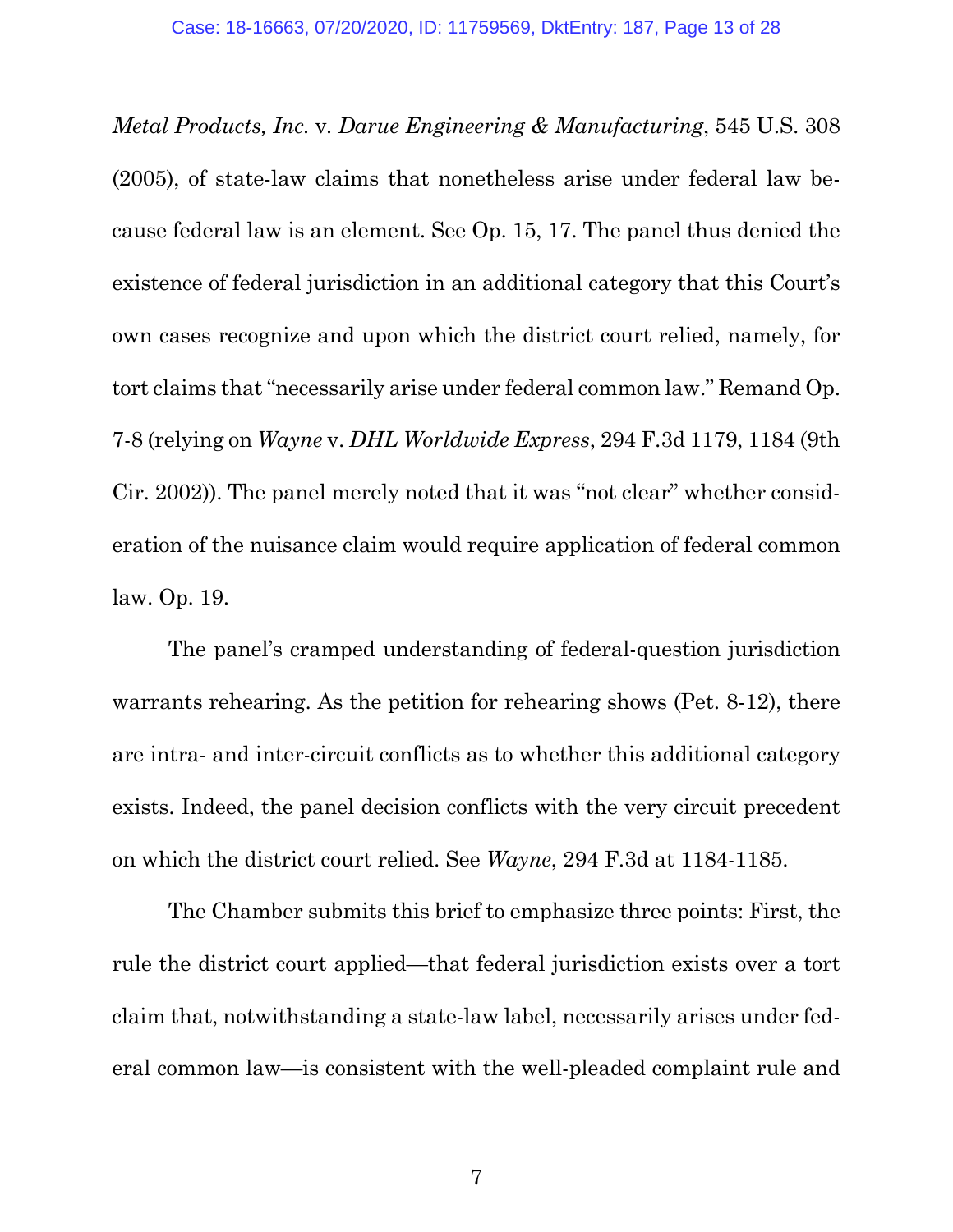*Metal Products, Inc.* v. *Darue Engineering & Manufacturing*, 545 U.S. 308 (2005), of state-law claims that nonetheless arise under federal law because federal law is an element. See Op. 15, 17. The panel thus denied the existence of federal jurisdiction in an additional category that this Court's own cases recognize and upon which the district court relied, namely, for tort claims that "necessarily arise under federal common law." Remand Op. 7-8 (relying on *Wayne* v. *DHL Worldwide Express*, 294 F.3d 1179, 1184 (9th Cir. 2002)). The panel merely noted that it was "not clear" whether consideration of the nuisance claim would require application of federal common law. Op. 19.

The panel's cramped understanding of federal-question jurisdiction warrants rehearing. As the petition for rehearing shows (Pet. 8-12), there are intra- and inter-circuit conflicts as to whether this additional category exists. Indeed, the panel decision conflicts with the very circuit precedent on which the district court relied. See *Wayne*, 294 F.3d at 1184-1185.

The Chamber submits this brief to emphasize three points: First, the rule the district court applied—that federal jurisdiction exists over a tort claim that, notwithstanding a state-law label, necessarily arises under federal common law—is consistent with the well-pleaded complaint rule and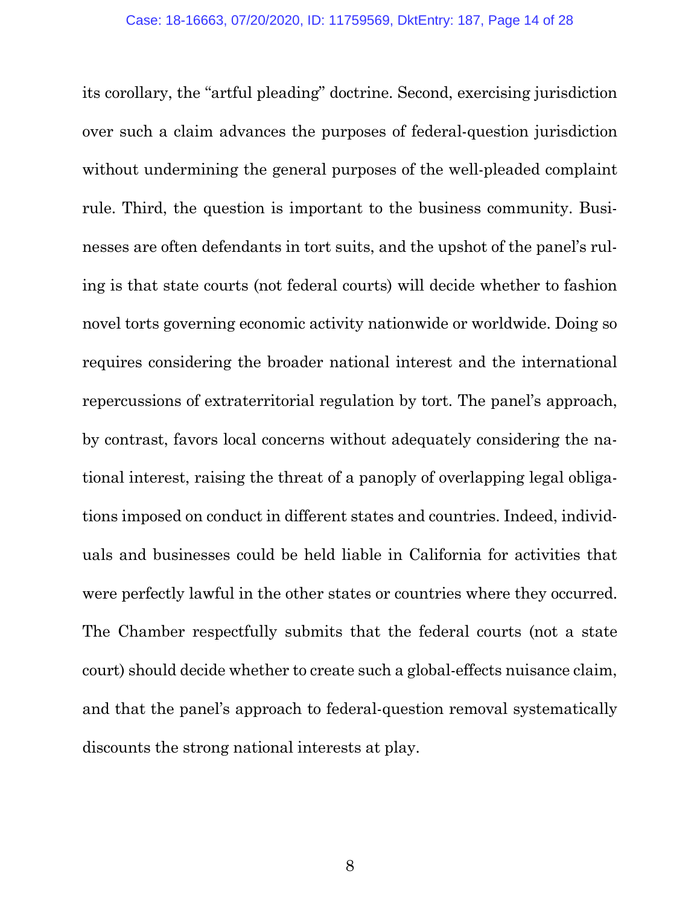its corollary, the "artful pleading" doctrine. Second, exercising jurisdiction over such a claim advances the purposes of federal-question jurisdiction without undermining the general purposes of the well-pleaded complaint rule. Third, the question is important to the business community. Businesses are often defendants in tort suits, and the upshot of the panel's ruling is that state courts (not federal courts) will decide whether to fashion novel torts governing economic activity nationwide or worldwide. Doing so requires considering the broader national interest and the international repercussions of extraterritorial regulation by tort. The panel's approach, by contrast, favors local concerns without adequately considering the national interest, raising the threat of a panoply of overlapping legal obligations imposed on conduct in different states and countries. Indeed, individuals and businesses could be held liable in California for activities that were perfectly lawful in the other states or countries where they occurred. The Chamber respectfully submits that the federal courts (not a state court) should decide whether to create such a global-effects nuisance claim, and that the panel's approach to federal-question removal systematically discounts the strong national interests at play.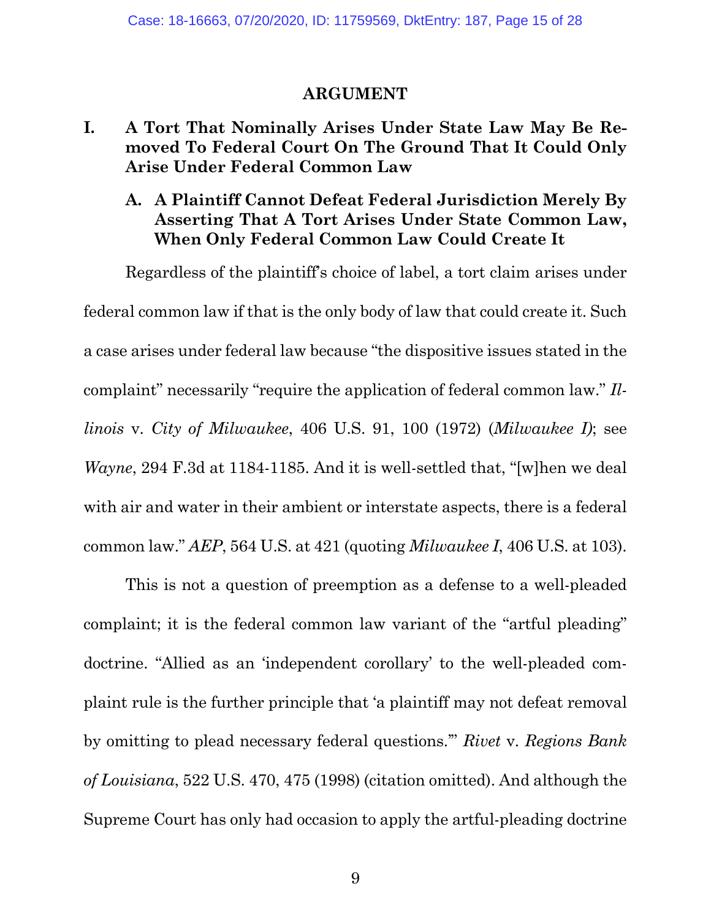## ARGUMENT

### I. A Tort That Nominally Arises Under State Law May Be Removed To Federal Court On The Ground That It Could Only Arise Under Federal Common Law

#### A. A Plaintiff Cannot Defeat Federal Jurisdiction Merely By Asserting That A Tort Arises Under State Common Law, When Only Federal Common Law Could Create It

Regardless of the plaintiff's choice of label, a tort claim arises under federal common law if that is the only body of law that could create it. Such a case arises under federal law because "the dispositive issues stated in the complaint" necessarily "require the application of federal common law." *Illinois* v. *City of Milwaukee*, 406 U.S. 91, 100 (1972) (*Milwaukee I*); see *Wayne*, 294 F.3d at 1184-1185. And it is well-settled that, "[w]hen we deal with air and water in their ambient or interstate aspects, there is a federal common law." *AEP*, 564 U.S. at 421 (quoting *Milwaukee I*, 406 U.S. at 103).

This is not a question of preemption as a defense to a well-pleaded complaint; it is the federal common law variant of the "artful pleading" doctrine. "Allied as an 'independent corollary' to the well-pleaded complaint rule is the further principle that 'a plaintiff may not defeat removal by omitting to plead necessary federal questions.'" *Rivet* v. *Regions Bank of Louisiana*, 522 U.S. 470, 475 (1998) (citation omitted). And although the Supreme Court has only had occasion to apply the artful-pleading doctrine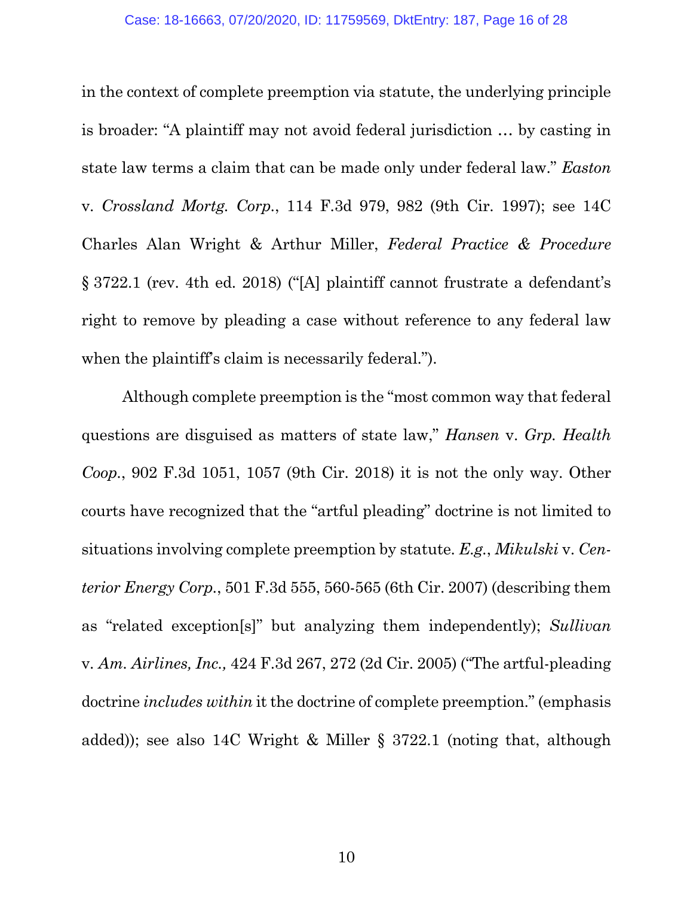in the context of complete preemption via statute, the underlying principle is broader: "A plaintiff may not avoid federal jurisdiction … by casting in state law terms a claim that can be made only under federal law." *Easton* v. *Crossland Mortg. Corp.*, 114 F.3d 979, 982 (9th Cir. 1997); see 14C Charles Alan Wright & Arthur Miller, *Federal Practice & Procedure* § 3722.1 (rev. 4th ed. 2018) ("[A] plaintiff cannot frustrate a defendant's right to remove by pleading a case without reference to any federal law when the plaintiff's claim is necessarily federal.").

Although complete preemption is the "most common way that federal questions are disguised as matters of state law," *Hansen* v. *Grp. Health Coop.*, 902 F.3d 1051, 1057 (9th Cir. 2018) it is not the only way. Other courts have recognized that the "artful pleading" doctrine is not limited to situations involving complete preemption by statute. *E.g.*, *Mikulski* v. *Centerior Energy Corp.*, 501 F.3d 555, 560-565 (6th Cir. 2007) (describing them as "related exception[s]" but analyzing them independently); *Sullivan* v. *Am. Airlines, Inc.,* 424 F.3d 267, 272 (2d Cir. 2005) ("The artful-pleading doctrine *includes within* it the doctrine of complete preemption." (emphasis added)); see also 14C Wright & Miller § 3722.1 (noting that, although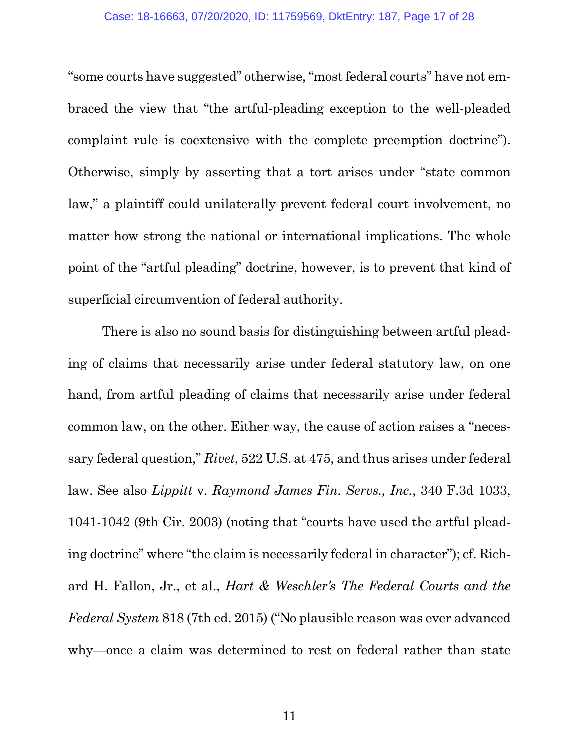"some courts have suggested" otherwise, "most federal courts" have not embraced the view that "the artful-pleading exception to the well-pleaded complaint rule is coextensive with the complete preemption doctrine"). Otherwise, simply by asserting that a tort arises under "state common law," a plaintiff could unilaterally prevent federal court involvement, no matter how strong the national or international implications. The whole point of the "artful pleading" doctrine, however, is to prevent that kind of superficial circumvention of federal authority.

There is also no sound basis for distinguishing between artful pleading of claims that necessarily arise under federal statutory law, on one hand, from artful pleading of claims that necessarily arise under federal common law, on the other. Either way, the cause of action raises a "necessary federal question," *Rivet*, 522 U.S. at 475, and thus arises under federal law. See also *Lippitt* v. *Raymond James Fin. Servs., Inc.*, 340 F.3d 1033, 1041-1042 (9th Cir. 2003) (noting that "courts have used the artful pleading doctrine" where "the claim is necessarily federal in character"); cf. Richard H. Fallon, Jr., et al., *Hart & Weschler's The Federal Courts and the Federal System* 818 (7th ed. 2015) ("No plausible reason was ever advanced why—once a claim was determined to rest on federal rather than state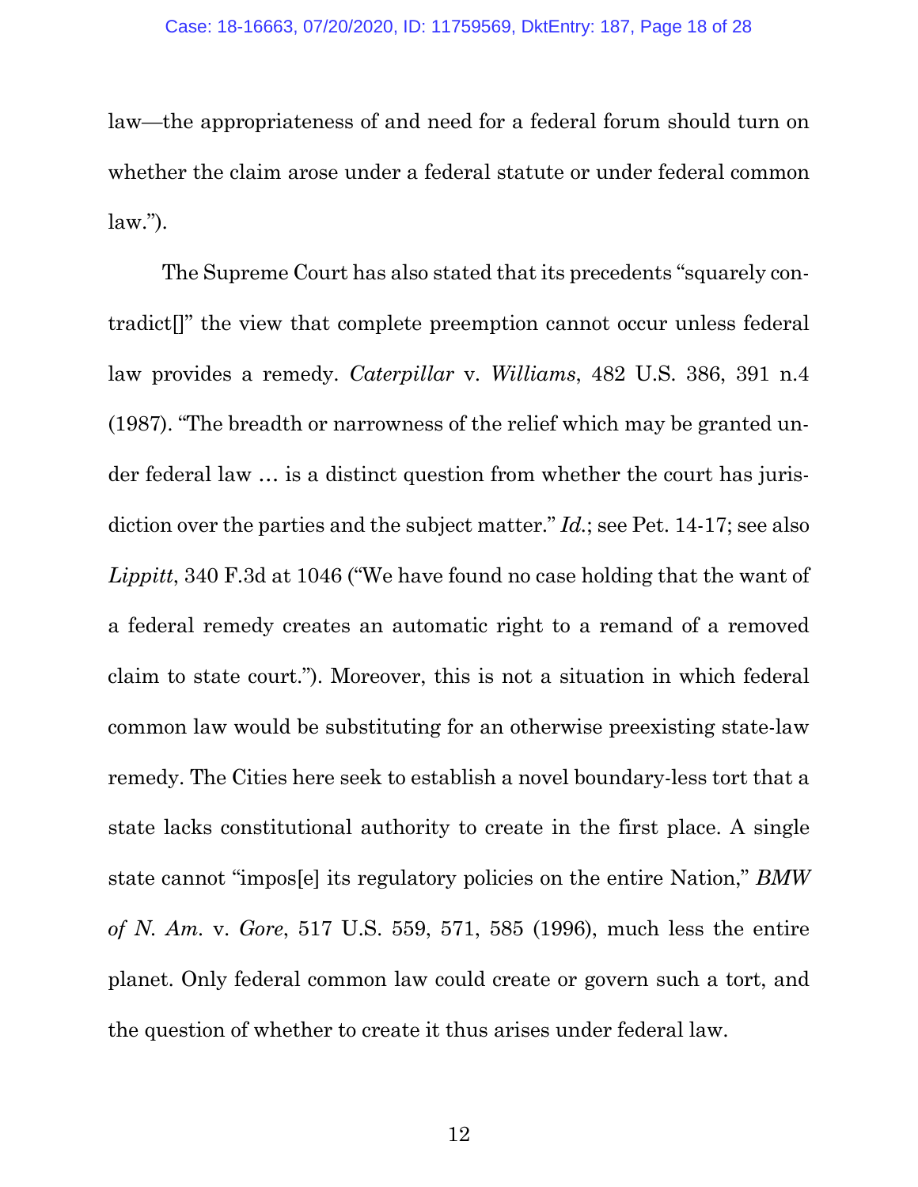law—the appropriateness of and need for a federal forum should turn on whether the claim arose under a federal statute or under federal common law.").

The Supreme Court has also stated that its precedents "squarely contradict[]" the view that complete preemption cannot occur unless federal law provides a remedy. *Caterpillar* v. *Williams*, 482 U.S. 386, 391 n.4 (1987). "The breadth or narrowness of the relief which may be granted under federal law … is a distinct question from whether the court has jurisdiction over the parties and the subject matter." *Id.*; see Pet. 14-17; see also *Lippitt*, 340 F.3d at 1046 ("We have found no case holding that the want of a federal remedy creates an automatic right to a remand of a removed claim to state court."). Moreover, this is not a situation in which federal common law would be substituting for an otherwise preexisting state-law remedy. The Cities here seek to establish a novel boundary-less tort that a state lacks constitutional authority to create in the first place. A single state cannot "impos[e] its regulatory policies on the entire Nation," *BMW of N. Am.* v. *Gore*, 517 U.S. 559, 571, 585 (1996), much less the entire planet. Only federal common law could create or govern such a tort, and the question of whether to create it thus arises under federal law.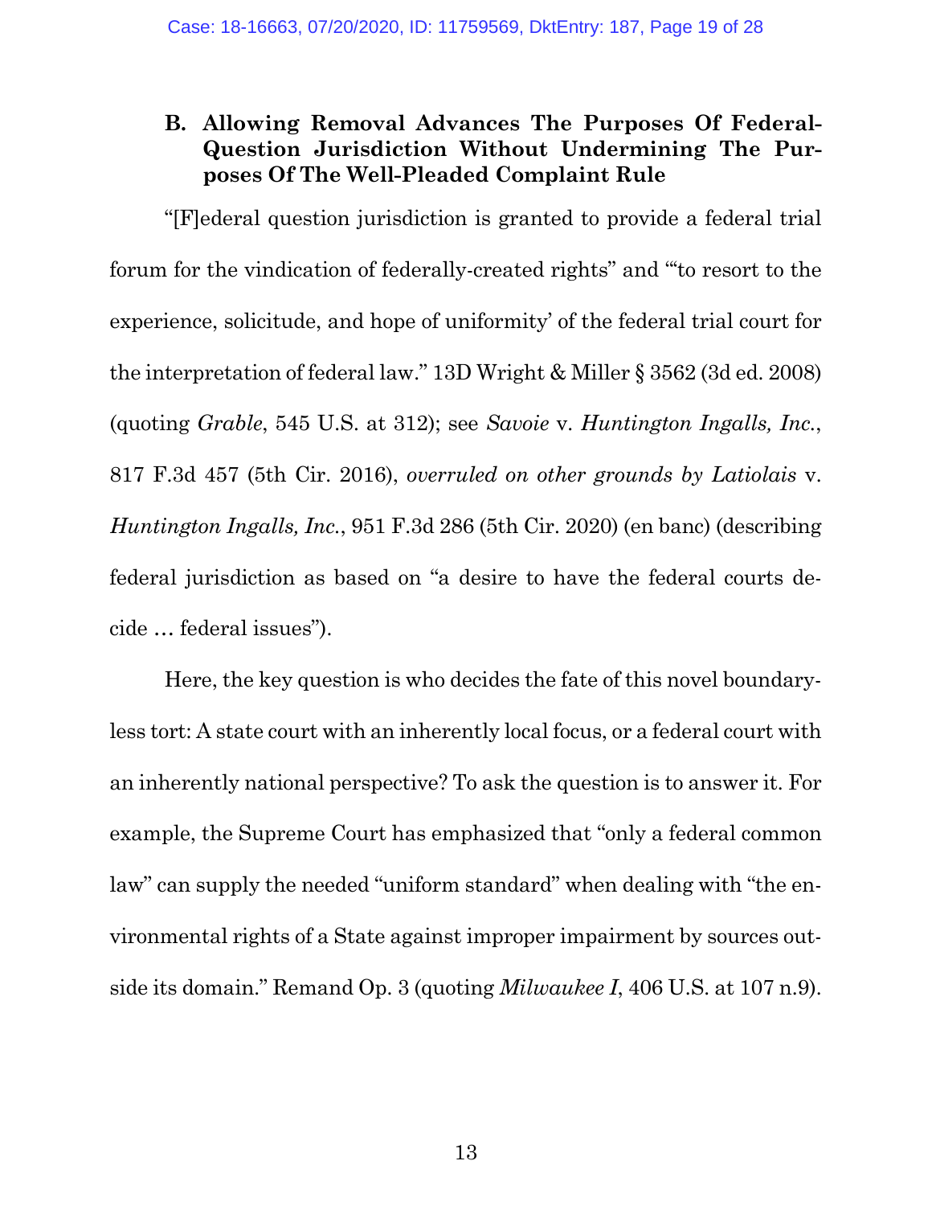### B. Allowing Removal Advances The Purposes Of Federal-Question Jurisdiction Without Undermining The Purposes Of The Well-Pleaded Complaint Rule

"[F]ederal question jurisdiction is granted to provide a federal trial forum for the vindication of federally-created rights" and "'to resort to the experience, solicitude, and hope of uniformity' of the federal trial court for the interpretation of federal law." 13D Wright & Miller § 3562 (3d ed. 2008) (quoting *Grable*, 545 U.S. at 312); see *Savoie* v. *Huntington Ingalls, Inc.*, 817 F.3d 457 (5th Cir. 2016), *overruled on other grounds by Latiolais* v. *Huntington Ingalls, Inc.*, 951 F.3d 286 (5th Cir. 2020) (en banc) (describing federal jurisdiction as based on "a desire to have the federal courts decide … federal issues").

Here, the key question is who decides the fate of this novel boundaryless tort: A state court with an inherently local focus, or a federal court with an inherently national perspective? To ask the question is to answer it. For example, the Supreme Court has emphasized that "only a federal common law" can supply the needed "uniform standard" when dealing with "the environmental rights of a State against improper impairment by sources outside its domain." Remand Op. 3 (quoting *Milwaukee I*, 406 U.S. at 107 n.9).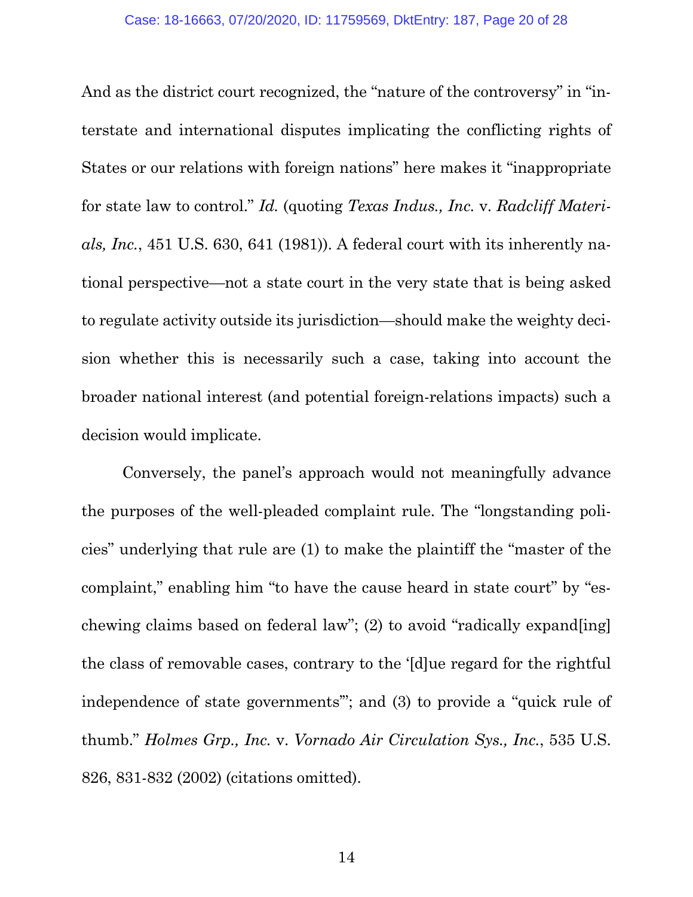And as the district court recognized, the "nature of the controversy" in "interstate and international disputes implicating the conflicting rights of States or our relations with foreign nations" here makes it "inappropriate for state law to control." *Id.* (quoting *Texas Indus., Inc.* v. *Radcliff Materials, Inc.*, 451 U.S. 630, 641 (1981)). A federal court with its inherently national perspective—not a state court in the very state that is being asked to regulate activity outside its jurisdiction—should make the weighty decision whether this is necessarily such a case, taking into account the broader national interest (and potential foreign-relations impacts) such a decision would implicate.

Conversely, the panel's approach would not meaningfully advance the purposes of the well-pleaded complaint rule. The "longstanding policies" underlying that rule are (1) to make the plaintiff the "master of the complaint," enabling him "to have the cause heard in state court" by "eschewing claims based on federal law"; (2) to avoid "radically expand[ing] the class of removable cases, contrary to the '[d]ue regard for the rightful independence of state governments'"; and (3) to provide a "quick rule of thumb." *Holmes Grp., Inc.* v. *Vornado Air Circulation Sys., Inc.*, 535 U.S. 826, 831-832 (2002) (citations omitted).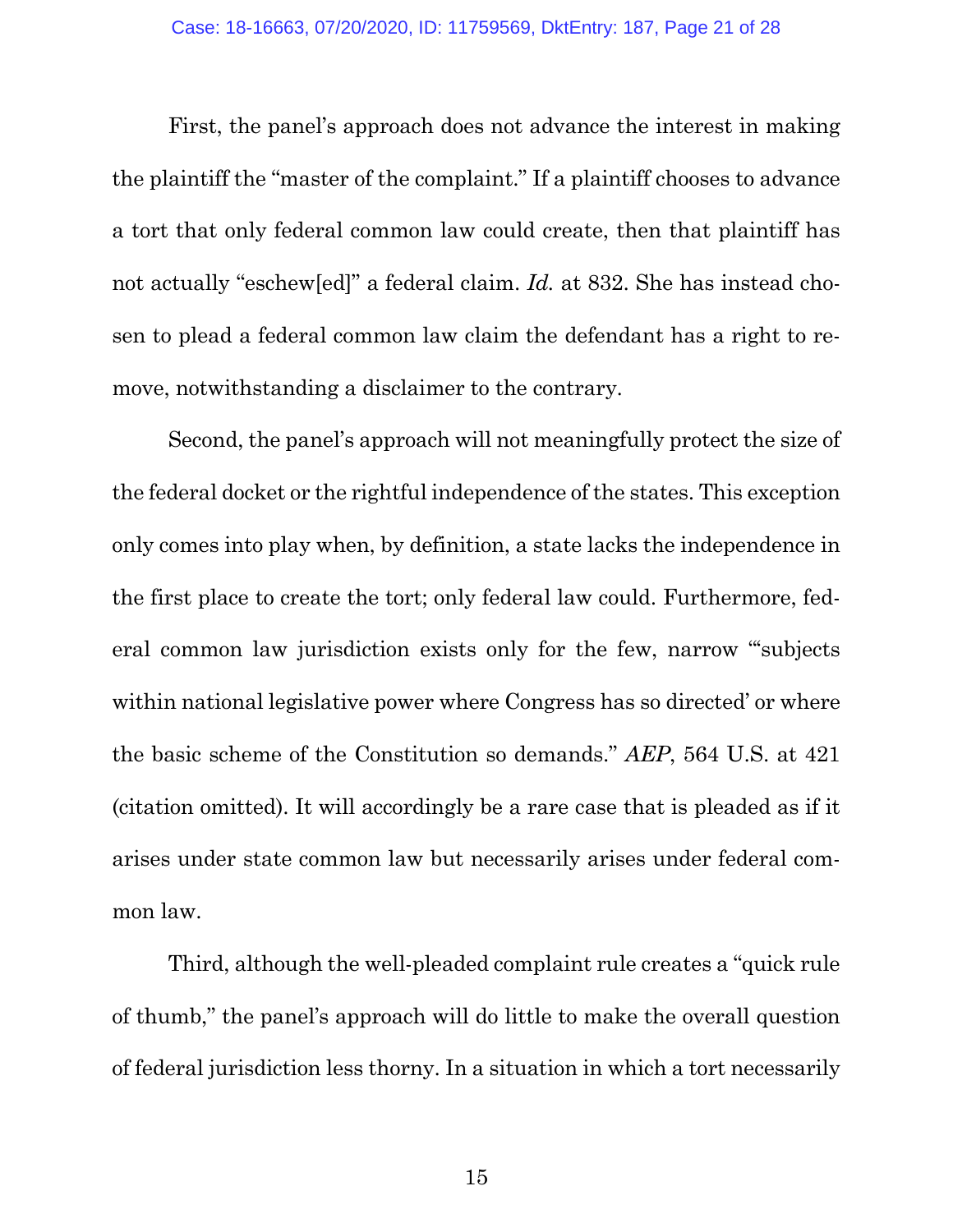First, the panel's approach does not advance the interest in making the plaintiff the "master of the complaint." If a plaintiff chooses to advance a tort that only federal common law could create, then that plaintiff has not actually "eschew[ed]" a federal claim. *Id.* at 832. She has instead chosen to plead a federal common law claim the defendant has a right to remove, notwithstanding a disclaimer to the contrary.

Second, the panel's approach will not meaningfully protect the size of the federal docket or the rightful independence of the states. This exception only comes into play when, by definition, a state lacks the independence in the first place to create the tort; only federal law could. Furthermore, federal common law jurisdiction exists only for the few, narrow "'subjects within national legislative power where Congress has so directed' or where the basic scheme of the Constitution so demands." *AEP*, 564 U.S. at 421 (citation omitted). It will accordingly be a rare case that is pleaded as if it arises under state common law but necessarily arises under federal common law.

Third, although the well-pleaded complaint rule creates a "quick rule of thumb," the panel's approach will do little to make the overall question of federal jurisdiction less thorny. In a situation in which a tort necessarily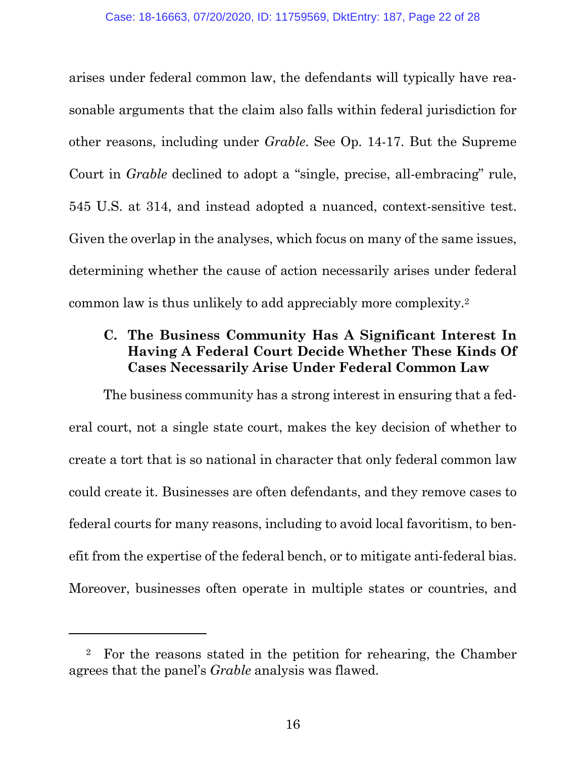arises under federal common law, the defendants will typically have reasonable arguments that the claim also falls within federal jurisdiction for other reasons, including under *Grable*. See Op. 14-17. But the Supreme Court in *Grable* declined to adopt a "single, precise, all-embracing" rule, 545 U.S. at 314, and instead adopted a nuanced, context-sensitive test. Given the overlap in the analyses, which focus on many of the same issues, determining whether the cause of action necessarily arises under federal common law is thus unlikely to add appreciably more complexity.[2]

### C. The Business Community Has A Significant Interest In Having A Federal Court Decide Whether These Kinds Of Cases Necessarily Arise Under Federal Common Law

The business community has a strong interest in ensuring that a federal court, not a single state court, makes the key decision of whether to create a tort that is so national in character that only federal common law could create it. Businesses are often defendants, and they remove cases to federal courts for many reasons, including to avoid local favoritism, to benefit from the expertise of the federal bench, or to mitigate anti-federal bias. Moreover, businesses often operate in multiple states or countries, and

---

[2] For the reasons stated in the petition for rehearing, the Chamber agrees that the panel's *Grable* analysis was flawed.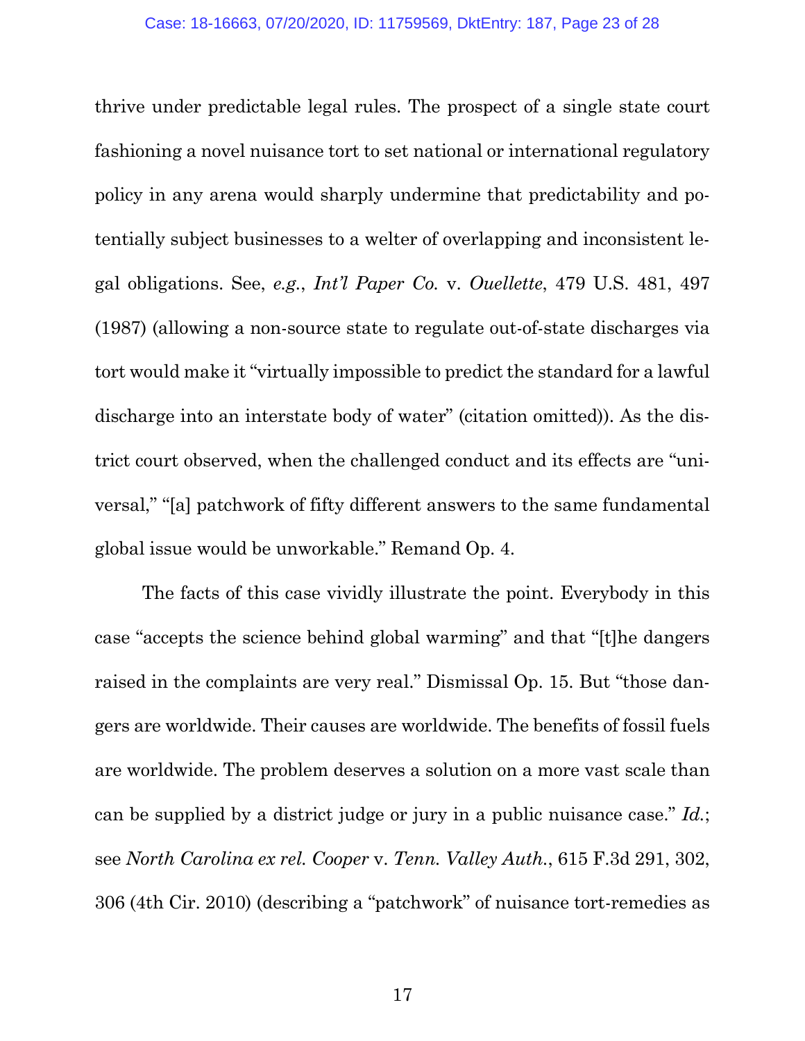thrive under predictable legal rules. The prospect of a single state court fashioning a novel nuisance tort to set national or international regulatory policy in any arena would sharply undermine that predictability and potentially subject businesses to a welter of overlapping and inconsistent legal obligations. See, *e.g.*, *Int'l Paper Co.* v. *Ouellette*, 479 U.S. 481, 497 (1987) (allowing a non-source state to regulate out-of-state discharges via tort would make it "virtually impossible to predict the standard for a lawful discharge into an interstate body of water" (citation omitted)). As the district court observed, when the challenged conduct and its effects are "universal," "[a] patchwork of fifty different answers to the same fundamental global issue would be unworkable." Remand Op. 4.

The facts of this case vividly illustrate the point. Everybody in this case "accepts the science behind global warming" and that "[t]he dangers raised in the complaints are very real." Dismissal Op. 15. But "those dangers are worldwide. Their causes are worldwide. The benefits of fossil fuels are worldwide. The problem deserves a solution on a more vast scale than can be supplied by a district judge or jury in a public nuisance case." *Id.*; see *North Carolina ex rel. Cooper* v. *Tenn. Valley Auth.*, 615 F.3d 291, 302, 306 (4th Cir. 2010) (describing a "patchwork" of nuisance tort-remedies as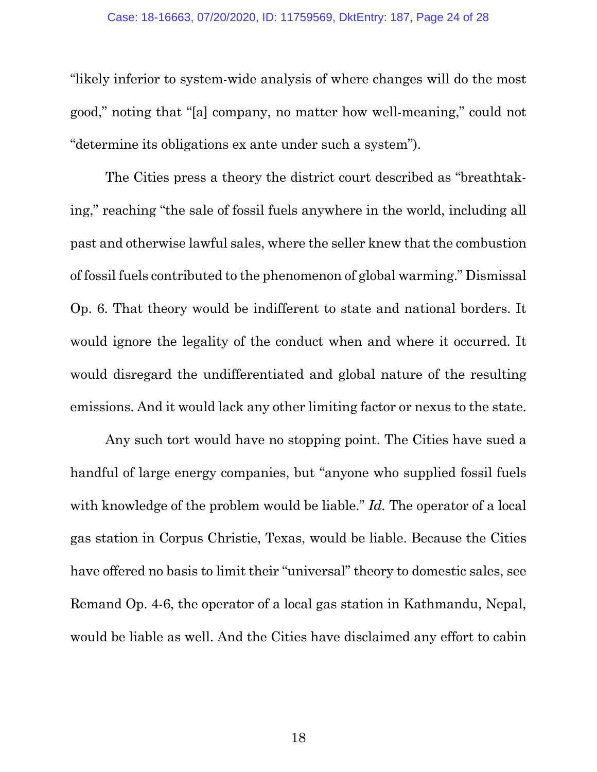"likely inferior to system-wide analysis of where changes will do the most good," noting that "[a] company, no matter how well-meaning," could not "determine its obligations ex ante under such a system").

The Cities press a theory the district court described as "breathtaking," reaching "the sale of fossil fuels anywhere in the world, including all past and otherwise lawful sales, where the seller knew that the combustion of fossil fuels contributed to the phenomenon of global warming." Dismissal Op. 6. That theory would be indifferent to state and national borders. It would ignore the legality of the conduct when and where it occurred. It would disregard the undifferentiated and global nature of the resulting emissions. And it would lack any other limiting factor or nexus to the state.

Any such tort would have no stopping point. The Cities have sued a handful of large energy companies, but "anyone who supplied fossil fuels with knowledge of the problem would be liable." *Id.* The operator of a local gas station in Corpus Christie, Texas, would be liable. Because the Cities have offered no basis to limit their "universal" theory to domestic sales, see Remand Op. 4-6, the operator of a local gas station in Kathmandu, Nepal, would be liable as well. And the Cities have disclaimed any effort to cabin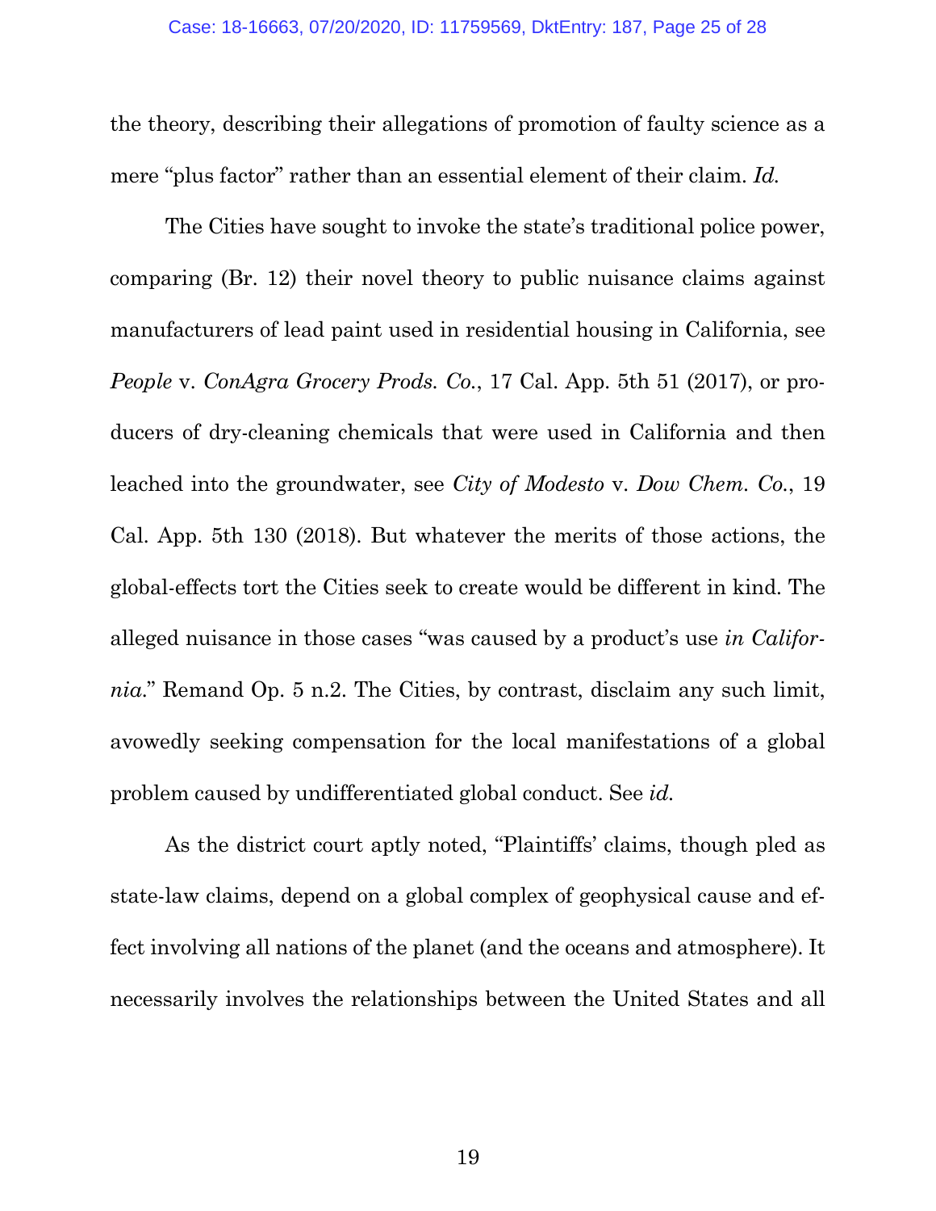the theory, describing their allegations of promotion of faulty science as a mere "plus factor" rather than an essential element of their claim. *Id.*

The Cities have sought to invoke the state's traditional police power, comparing (Br. 12) their novel theory to public nuisance claims against manufacturers of lead paint used in residential housing in California, see *People* v. *ConAgra Grocery Prods. Co.*, 17 Cal. App. 5th 51 (2017), or producers of dry-cleaning chemicals that were used in California and then leached into the groundwater, see *City of Modesto* v. *Dow Chem. Co.*, 19 Cal. App. 5th 130 (2018). But whatever the merits of those actions, the global-effects tort the Cities seek to create would be different in kind. The alleged nuisance in those cases "was caused by a product's use *in California*." Remand Op. 5 n.2. The Cities, by contrast, disclaim any such limit, avowedly seeking compensation for the local manifestations of a global problem caused by undifferentiated global conduct. See *id.*

As the district court aptly noted, "Plaintiffs' claims, though pled as state-law claims, depend on a global complex of geophysical cause and effect involving all nations of the planet (and the oceans and atmosphere). It necessarily involves the relationships between the United States and all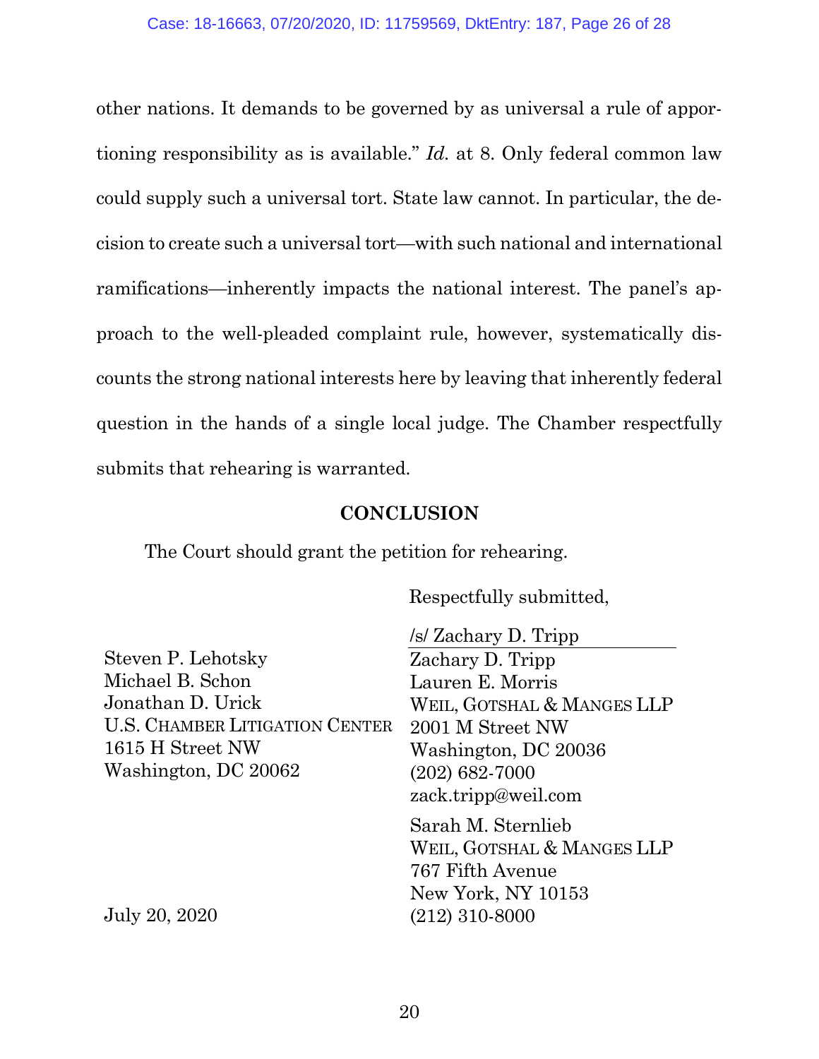other nations. It demands to be governed by as universal a rule of apportioning responsibility as is available." *Id.* at 8. Only federal common law could supply such a universal tort. State law cannot. In particular, the decision to create such a universal tort—with such national and international ramifications—inherently impacts the national interest. The panel's approach to the well-pleaded complaint rule, however, systematically discounts the strong national interests here by leaving that inherently federal question in the hands of a single local judge. The Chamber respectfully submits that rehearing is warranted.

## CONCLUSION

The Court should grant the petition for rehearing.

Respectfully submitted,

/s/ Zachary D. Tripp

Zachary D. Tripp
Lauren E. Morris
WEIL, GOTSHAL & MANGES LLP
2001 M Street NW
Washington, DC 20036
(202) 682-7000
zack.tripp@weil.com

Sarah M. Sternlieb
WEIL, GOTSHAL & MANGES LLP
767 Fifth Avenue
New York, NY 10153
(212) 310-8000

Steven P. Lehotsky
Michael B. Schon
Jonathan D. Urick
U.S. CHAMBER LITIGATION CENTER
1615 H Street NW
Washington, DC 20062

July 20, 2020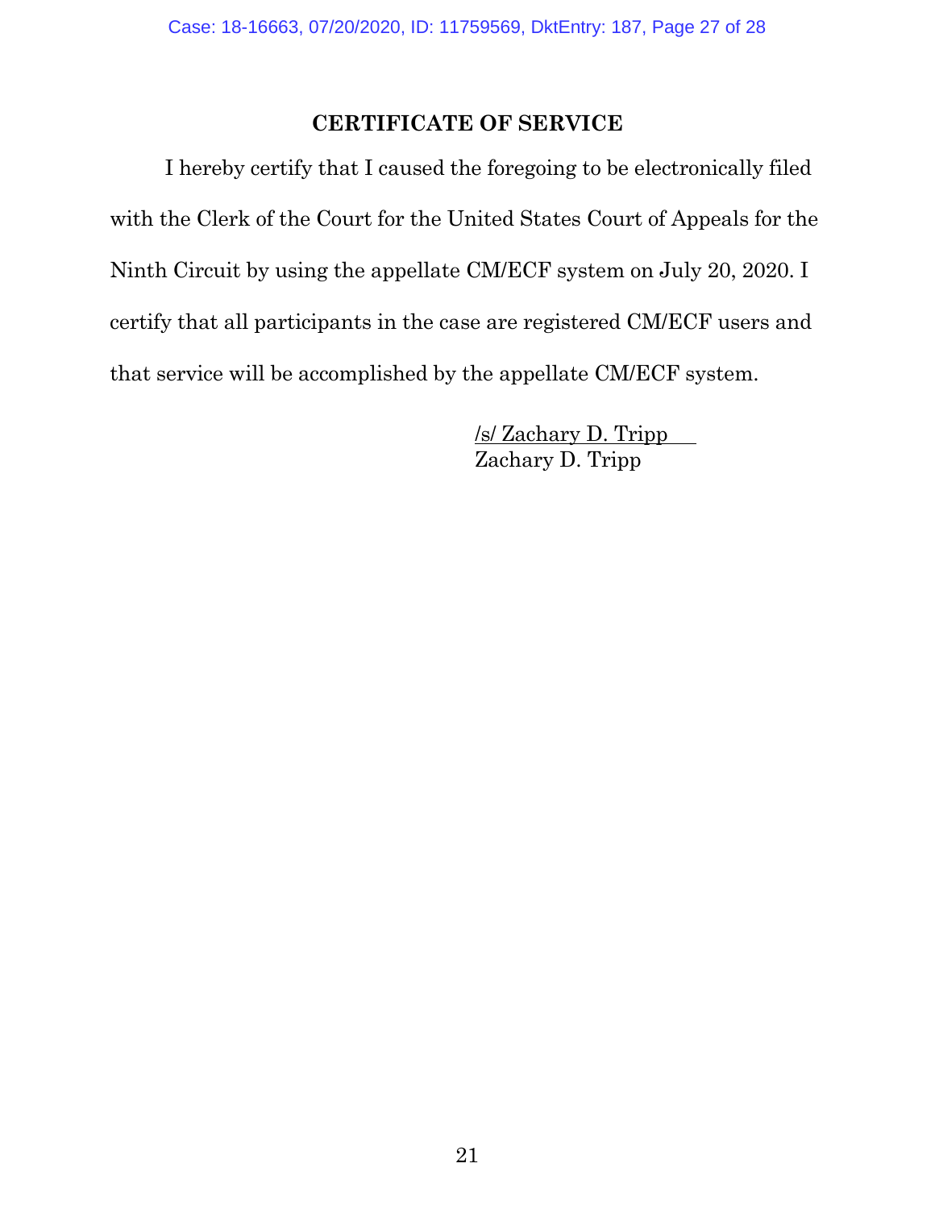## CERTIFICATE OF SERVICE

I hereby certify that I caused the foregoing to be electronically filed with the Clerk of the Court for the United States Court of Appeals for the Ninth Circuit by using the appellate CM/ECF system on July 20, 2020. I certify that all participants in the case are registered CM/ECF users and that service will be accomplished by the appellate CM/ECF system.

/s/ Zachary D. Tripp
Zachary D. Tripp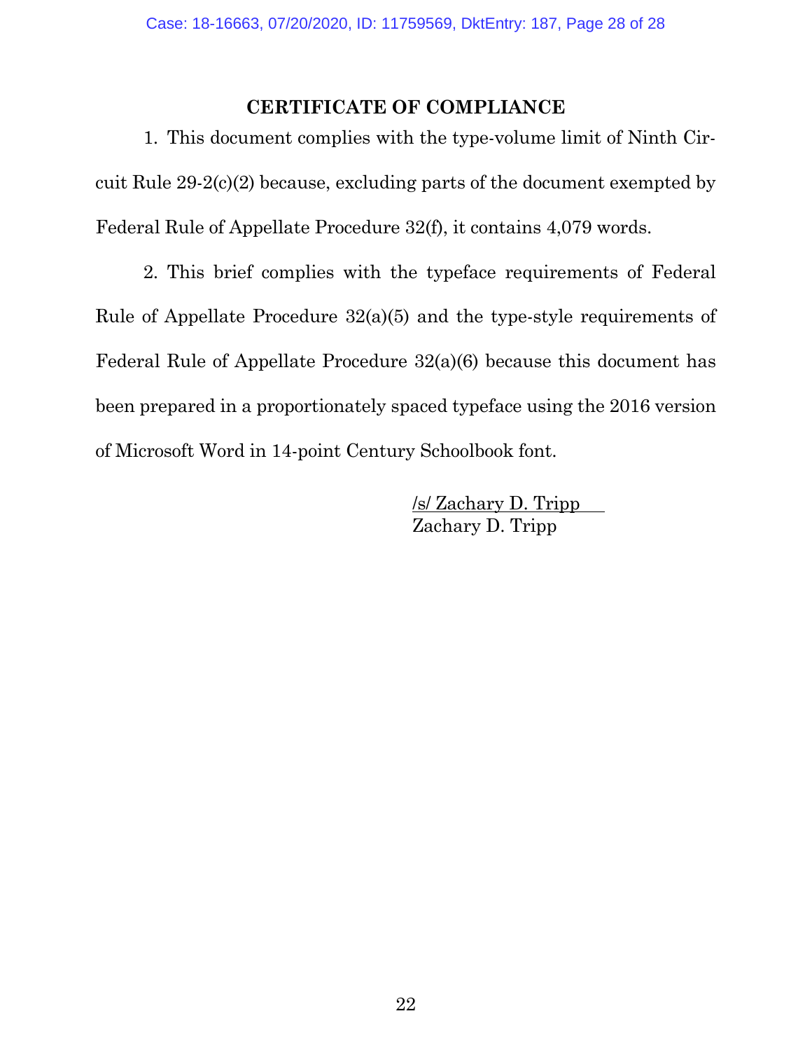## CERTIFICATE OF COMPLIANCE

1. This document complies with the type-volume limit of Ninth Circuit Rule 29-2(c)(2) because, excluding parts of the document exempted by Federal Rule of Appellate Procedure 32(f), it contains 4,079 words.

2. This brief complies with the typeface requirements of Federal Rule of Appellate Procedure 32(a)(5) and the type-style requirements of Federal Rule of Appellate Procedure 32(a)(6) because this document has been prepared in a proportionately spaced typeface using the 2016 version of Microsoft Word in 14-point Century Schoolbook font.

/s/ Zachary D. Tripp
Zachary D. Tripp